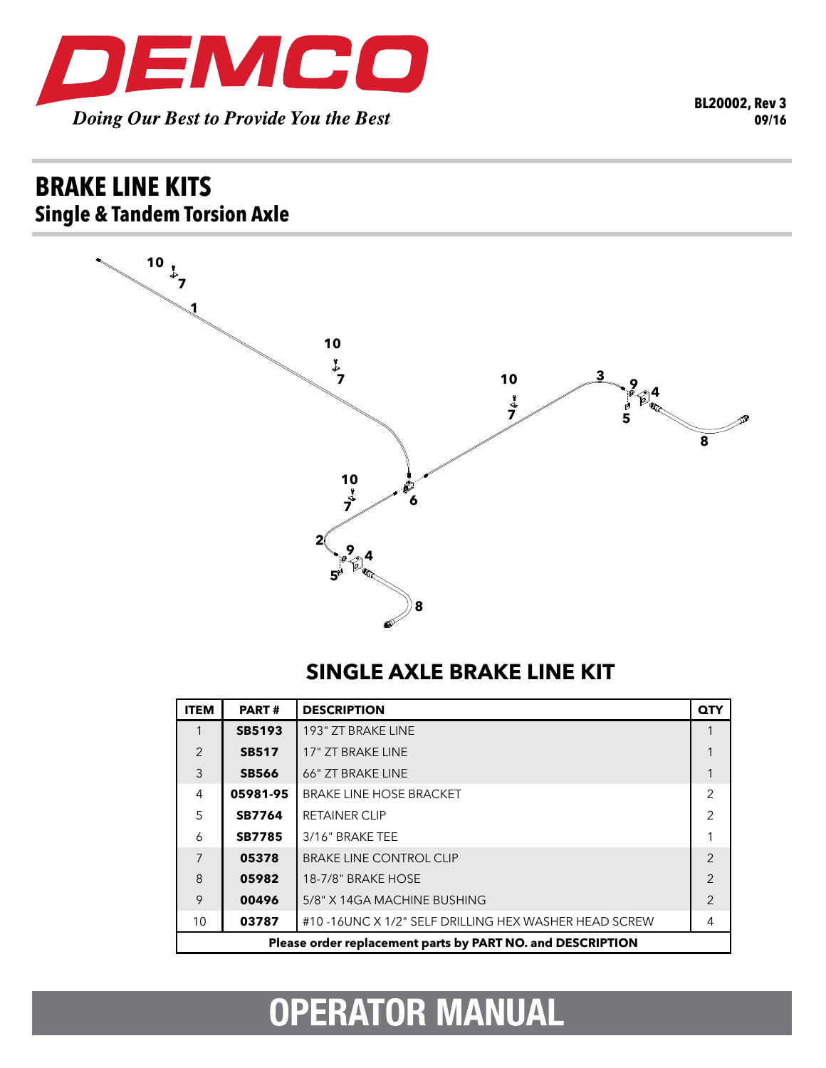DEMCO

*Doing Our Best to Provide You the Best*

BL20002, Rev 3
09/16

# BRAKE LINE KITS

## Single & Tandem Torsion Axle

## SINGLE AXLE BRAKE LINE KIT

| ITEM | PART # | DESCRIPTION | QTY |
|---|---|---|---|
| 1 | **SB5193** | 193" ZT BRAKE LINE | 1 |
| 2 | **SB517** | 17" ZT BRAKE LINE | 1 |
| 3 | **SB566** | 66" ZT BRAKE LINE | 1 |
| 4 | **05981-95** | BRAKE LINE HOSE BRACKET | 2 |
| 5 | **SB7764** | RETAINER CLIP | 2 |
| 6 | **SB7785** | 3/16" BRAKE TEE | 1 |
| 7 | **05378** | BRAKE LINE CONTROL CLIP | 2 |
| 8 | **05982** | 18-7/8" BRAKE HOSE | 2 |
| 9 | **00496** | 5/8" X 14GA MACHINE BUSHING | 2 |
| 10 | **03787** | #10 -16UNC X 1/2" SELF DRILLING HEX WASHER HEAD SCREW | 4 |
| **Please order replacement parts by PART NO. and DESCRIPTION** | | | |

# OPERATOR MANUAL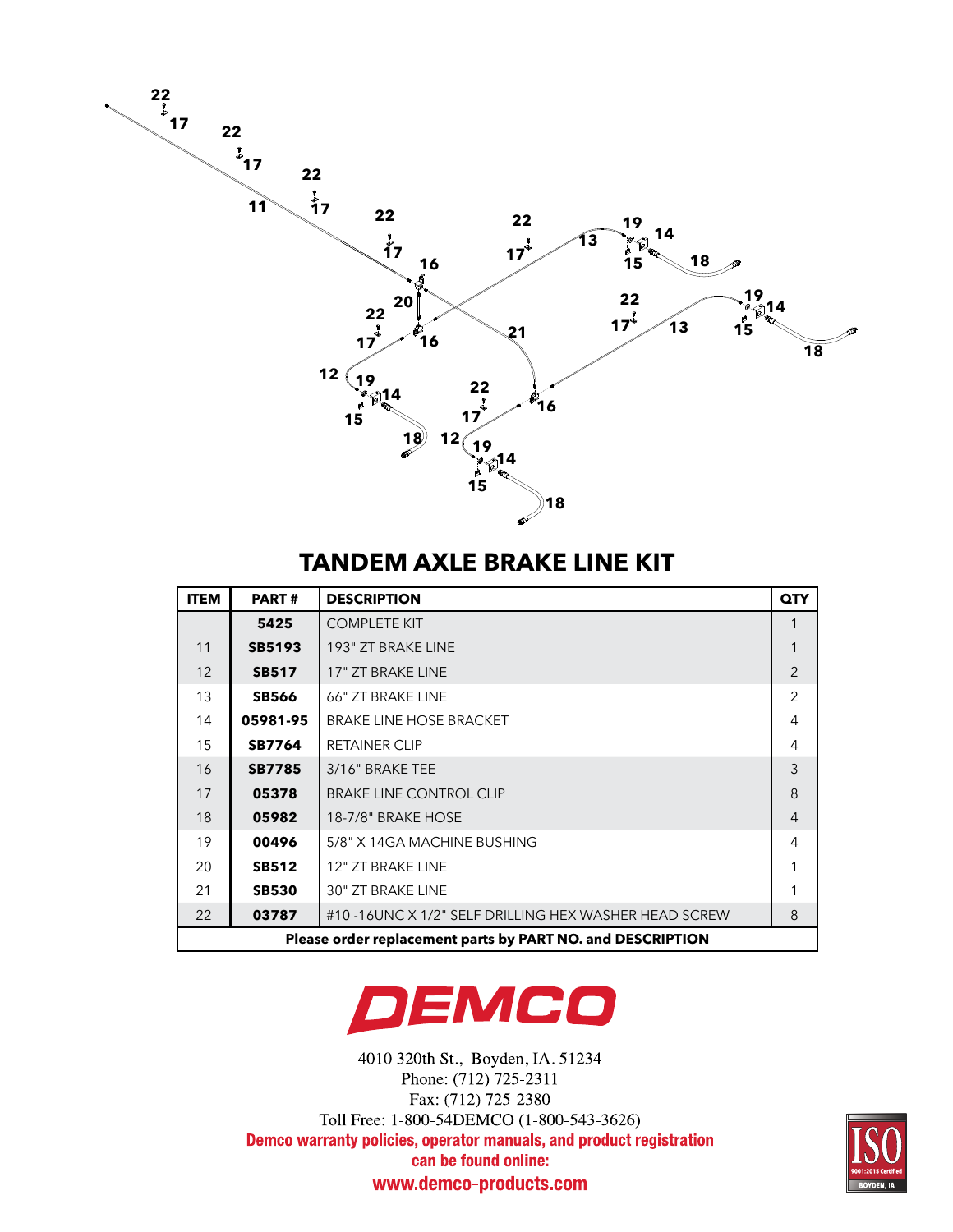## TANDEM AXLE BRAKE LINE KIT

| ITEM | PART # | DESCRIPTION | QTY |
|---|---|---|---|
| | **5425** | COMPLETE KIT | 1 |
| 11 | **SB5193** | 193" ZT BRAKE LINE | 1 |
| 12 | **SB517** | 17" ZT BRAKE LINE | 2 |
| 13 | **SB566** | 66" ZT BRAKE LINE | 2 |
| 14 | **05981-95** | BRAKE LINE HOSE BRACKET | 4 |
| 15 | **SB7764** | RETAINER CLIP | 4 |
| 16 | **SB7785** | 3/16" BRAKE TEE | 3 |
| 17 | **05378** | BRAKE LINE CONTROL CLIP | 8 |
| 18 | **05982** | 18-7/8" BRAKE HOSE | 4 |
| 19 | **00496** | 5/8" X 14GA MACHINE BUSHING | 4 |
| 20 | **SB512** | 12" ZT BRAKE LINE | 1 |
| 21 | **SB530** | 30" ZT BRAKE LINE | 1 |
| 22 | **03787** | #10 -16UNC X 1/2" SELF DRILLING HEX WASHER HEAD SCREW | 8 |

**Please order replacement parts by PART NO. and DESCRIPTION**

DEMCO

4010 320th St., Boyden, IA. 51234
Phone: (712) 725-2311
Fax: (712) 725-2380
Toll Free: 1-800-54DEMCO (1-800-543-3626)

**Demco warranty policies, operator manuals, and product registration can be found online:**

**www.demco-products.com**

ISO 9001:2015 Certified BOYDEN, IA